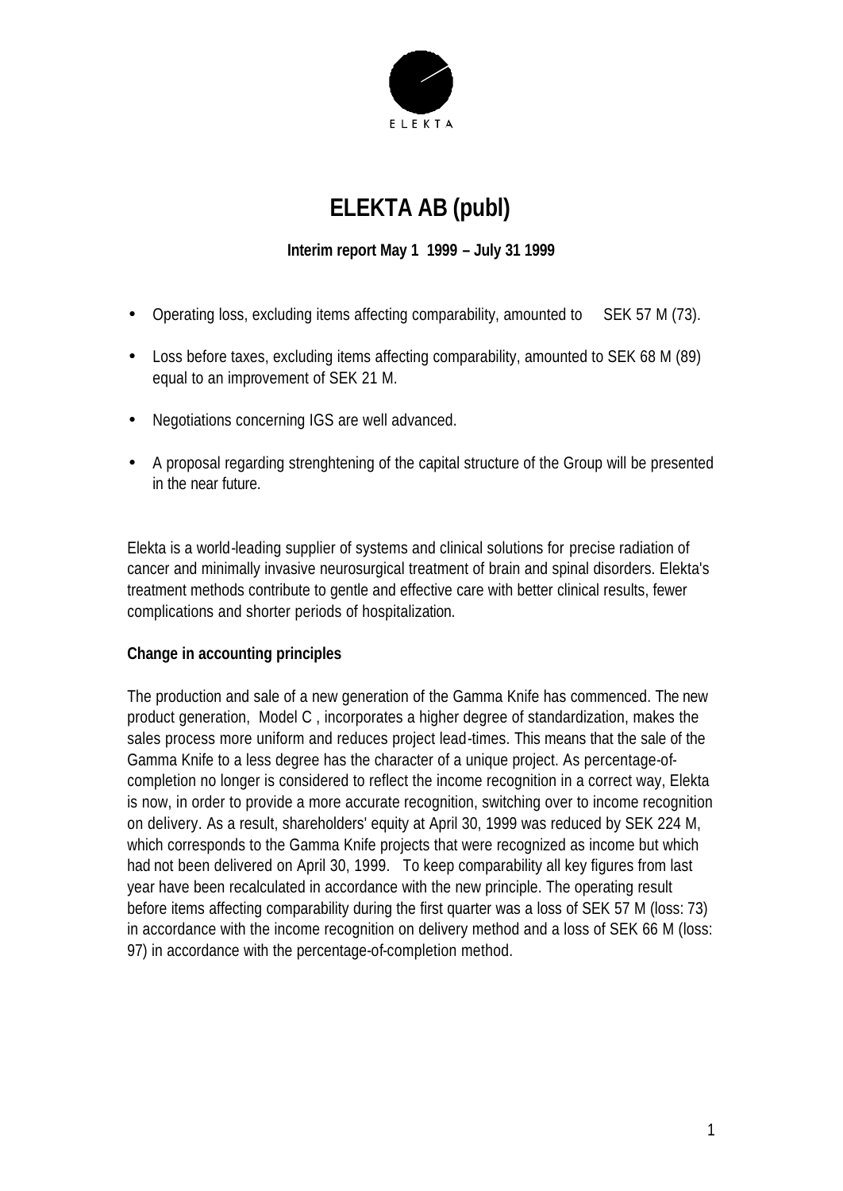ELEKTA

# ELEKTA AB (publ)

**Interim report May 1 1999 – July 31 1999**

- Operating loss, excluding items affecting comparability, amounted to SEK 57 M (73).
- Loss before taxes, excluding items affecting comparability, amounted to SEK 68 M (89) equal to an improvement of SEK 21 M.
- Negotiations concerning IGS are well advanced.
- A proposal regarding strenghtening of the capital structure of the Group will be presented in the near future.

Elekta is a world-leading supplier of systems and clinical solutions for precise radiation of cancer and minimally invasive neurosurgical treatment of brain and spinal disorders. Elekta's treatment methods contribute to gentle and effective care with better clinical results, fewer complications and shorter periods of hospitalization.

**Change in accounting principles**

The production and sale of a new generation of the Gamma Knife has commenced. The new product generation, Model C , incorporates a higher degree of standardization, makes the sales process more uniform and reduces project lead-times. This means that the sale of the Gamma Knife to a less degree has the character of a unique project. As percentage-of-completion no longer is considered to reflect the income recognition in a correct way, Elekta is now, in order to provide a more accurate recognition, switching over to income recognition on delivery. As a result, shareholders' equity at April 30, 1999 was reduced by SEK 224 M, which corresponds to the Gamma Knife projects that were recognized as income but which had not been delivered on April 30, 1999. To keep comparability all key figures from last year have been recalculated in accordance with the new principle. The operating result before items affecting comparability during the first quarter was a loss of SEK 57 M (loss: 73) in accordance with the income recognition on delivery method and a loss of SEK 66 M (loss: 97) in accordance with the percentage-of-completion method.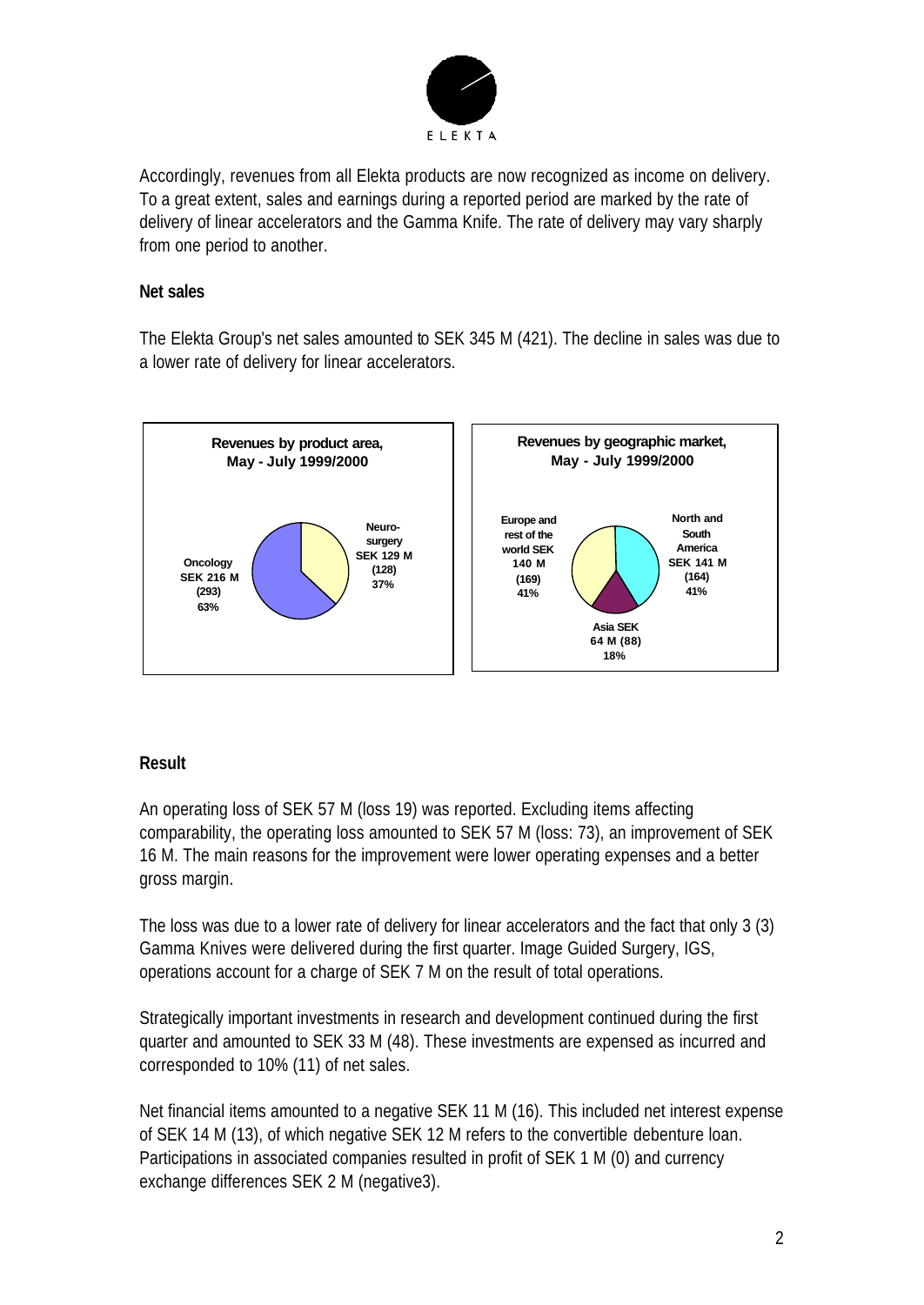Accordingly, revenues from all Elekta products are now recognized as income on delivery. To a great extent, sales and earnings during a reported period are marked by the rate of delivery of linear accelerators and the Gamma Knife. The rate of delivery may vary sharply from one period to another.

**Net sales**

The Elekta Group's net sales amounted to SEK 345 M (421). The decline in sales was due to a lower rate of delivery for linear accelerators.

**Revenues by product area, May - July 1999/2000**

- Oncology SEK 216 M (293) 63%
- Neurosurgery SEK 129 M (128) 37%

**Revenues by geographic market, May - July 1999/2000**

- Europe and rest of the world SEK 140 M (169) 41%
- North and South America SEK 141 M (164) 41%
- Asia SEK 64 M (88) 18%

**Result**

An operating loss of SEK 57 M (loss 19) was reported. Excluding items affecting comparability, the operating loss amounted to SEK 57 M (loss: 73), an improvement of SEK 16 M. The main reasons for the improvement were lower operating expenses and a better gross margin.

The loss was due to a lower rate of delivery for linear accelerators and the fact that only 3 (3) Gamma Knives were delivered during the first quarter. Image Guided Surgery, IGS, operations account for a charge of SEK 7 M on the result of total operations.

Strategically important investments in research and development continued during the first quarter and amounted to SEK 33 M (48). These investments are expensed as incurred and corresponded to 10% (11) of net sales.

Net financial items amounted to a negative SEK 11 M (16). This included net interest expense of SEK 14 M (13), of which negative SEK 12 M refers to the convertible debenture loan. Participations in associated companies resulted in profit of SEK 1 M (0) and currency exchange differences SEK 2 M (negative3).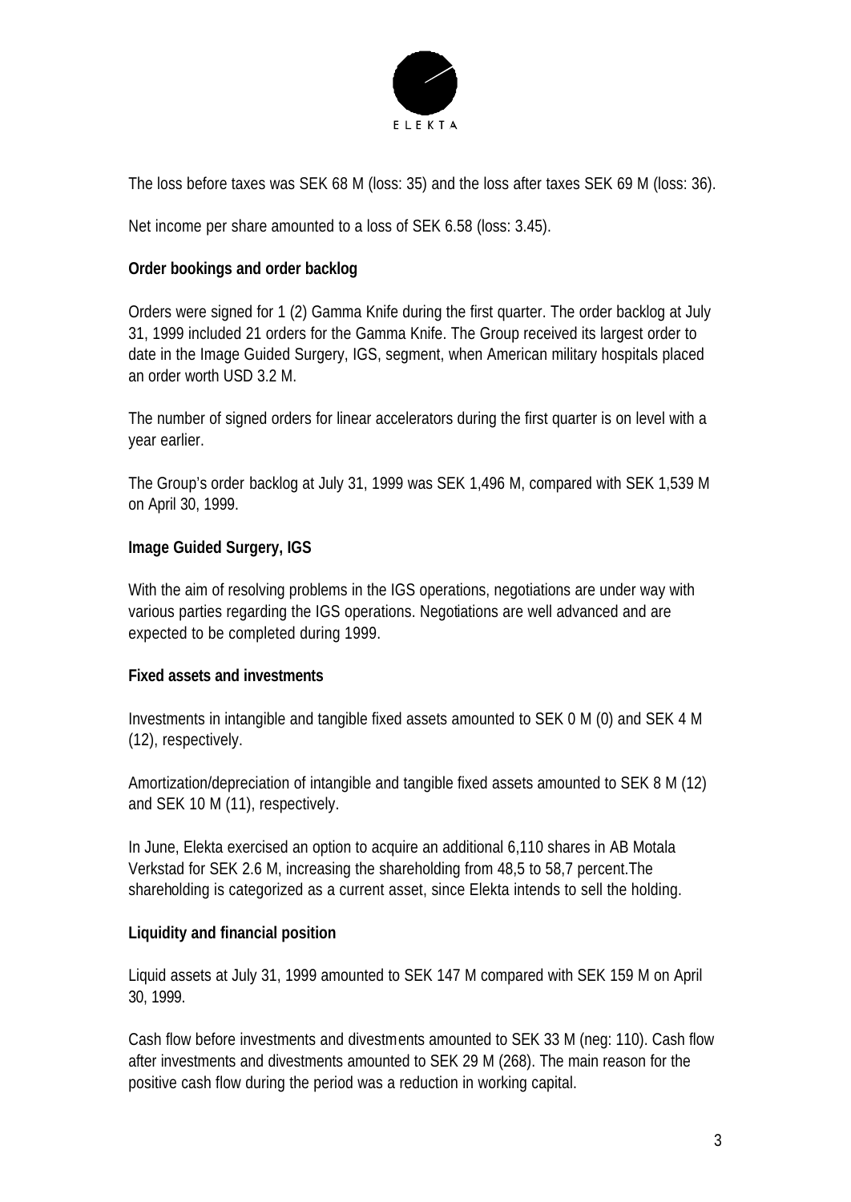The loss before taxes was SEK 68 M (loss: 35) and the loss after taxes SEK 69 M (loss: 36).

Net income per share amounted to a loss of SEK 6.58 (loss: 3.45).

**Order bookings and order backlog**

Orders were signed for 1 (2) Gamma Knife during the first quarter. The order backlog at July 31, 1999 included 21 orders for the Gamma Knife. The Group received its largest order to date in the Image Guided Surgery, IGS, segment, when American military hospitals placed an order worth USD 3.2 M.

The number of signed orders for linear accelerators during the first quarter is on level with a year earlier.

The Group's order backlog at July 31, 1999 was SEK 1,496 M, compared with SEK 1,539 M on April 30, 1999.

**Image Guided Surgery, IGS**

With the aim of resolving problems in the IGS operations, negotiations are under way with various parties regarding the IGS operations. Negotiations are well advanced and are expected to be completed during 1999.

**Fixed assets and investments**

Investments in intangible and tangible fixed assets amounted to SEK 0 M (0) and SEK 4 M (12), respectively.

Amortization/depreciation of intangible and tangible fixed assets amounted to SEK 8 M (12) and SEK 10 M (11), respectively.

In June, Elekta exercised an option to acquire an additional 6,110 shares in AB Motala Verkstad for SEK 2.6 M, increasing the shareholding from 48,5 to 58,7 percent.The shareholding is categorized as a current asset, since Elekta intends to sell the holding.

**Liquidity and financial position**

Liquid assets at July 31, 1999 amounted to SEK 147 M compared with SEK 159 M on April 30, 1999.

Cash flow before investments and divestments amounted to SEK 33 M (neg: 110). Cash flow after investments and divestments amounted to SEK 29 M (268). The main reason for the positive cash flow during the period was a reduction in working capital.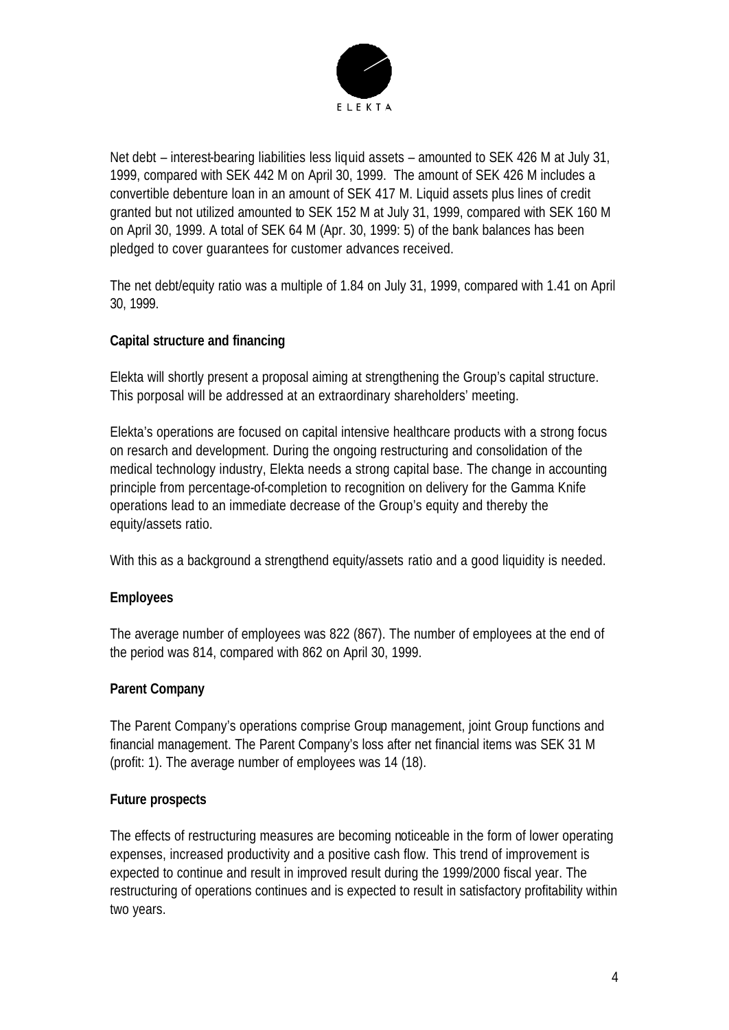Net debt – interest-bearing liabilities less liquid assets – amounted to SEK 426 M at July 31, 1999, compared with SEK 442 M on April 30, 1999. The amount of SEK 426 M includes a convertible debenture loan in an amount of SEK 417 M. Liquid assets plus lines of credit granted but not utilized amounted to SEK 152 M at July 31, 1999, compared with SEK 160 M on April 30, 1999. A total of SEK 64 M (Apr. 30, 1999: 5) of the bank balances has been pledged to cover guarantees for customer advances received.

The net debt/equity ratio was a multiple of 1.84 on July 31, 1999, compared with 1.41 on April 30, 1999.

**Capital structure and financing**

Elekta will shortly present a proposal aiming at strengthening the Group's capital structure. This porposal will be addressed at an extraordinary shareholders' meeting.

Elekta's operations are focused on capital intensive healthcare products with a strong focus on resarch and development. During the ongoing restructuring and consolidation of the medical technology industry, Elekta needs a strong capital base. The change in accounting principle from percentage-of-completion to recognition on delivery for the Gamma Knife operations lead to an immediate decrease of the Group's equity and thereby the equity/assets ratio.

With this as a background a strengthend equity/assets ratio and a good liquidity is needed.

**Employees**

The average number of employees was 822 (867). The number of employees at the end of the period was 814, compared with 862 on April 30, 1999.

**Parent Company**

The Parent Company's operations comprise Group management, joint Group functions and financial management. The Parent Company's loss after net financial items was SEK 31 M (profit: 1). The average number of employees was 14 (18).

**Future prospects**

The effects of restructuring measures are becoming noticeable in the form of lower operating expenses, increased productivity and a positive cash flow. This trend of improvement is expected to continue and result in improved result during the 1999/2000 fiscal year. The restructuring of operations continues and is expected to result in satisfactory profitability within two years.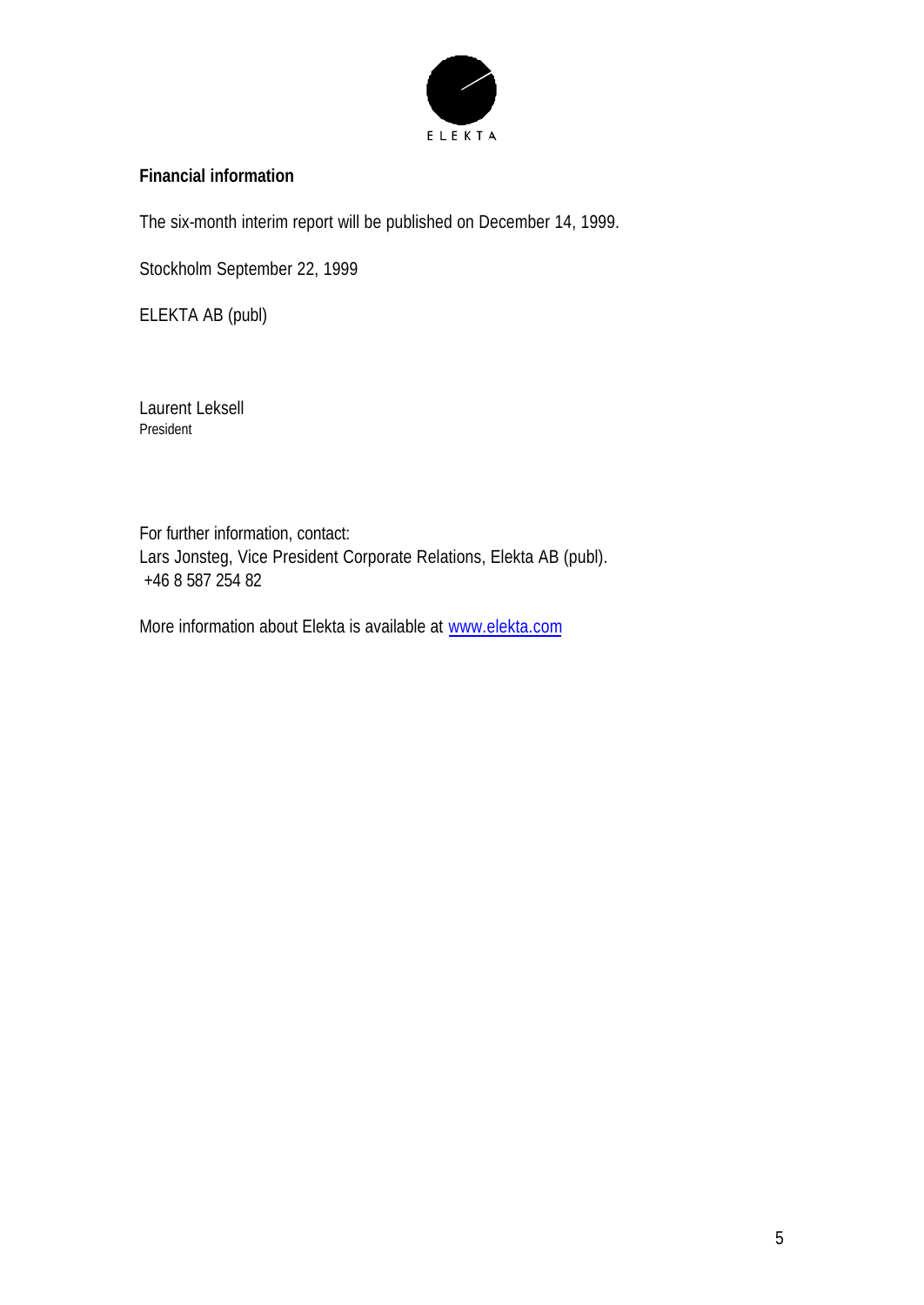ELEKTA

**Financial information**

The six-month interim report will be published on December 14, 1999.

Stockholm September 22, 1999

ELEKTA AB (publ)

Laurent Leksell
President

For further information, contact:
Lars Jonsteg, Vice President Corporate Relations, Elekta AB (publ).
+46 8 587 254 82

More information about Elekta is available at www.elekta.com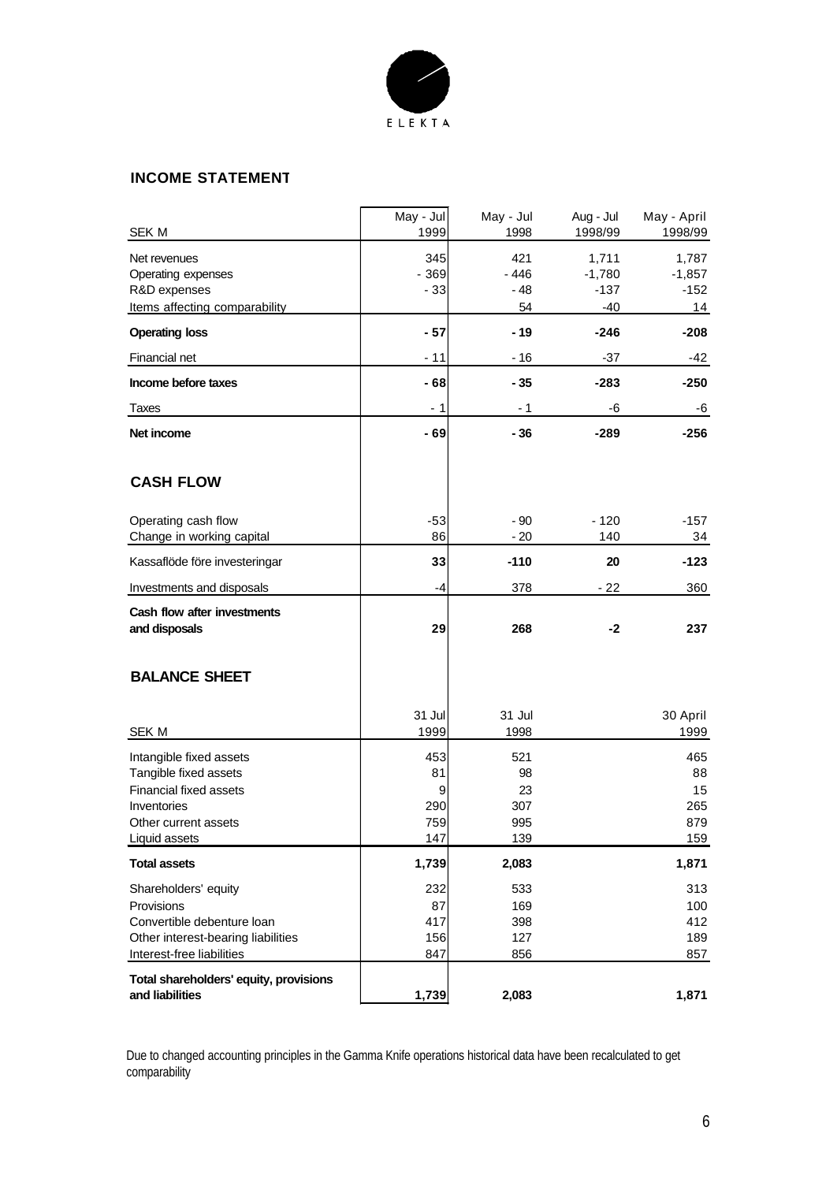ELEKTA

## INCOME STATEMENT

| SEK M | May - Jul 1999 | May - Jul 1998 | Aug - Jul 1998/99 | May - April 1998/99 |
|---|---|---|---|---|
| Net revenues | 345 | 421 | 1,711 | 1,787 |
| Operating expenses | - 369 | - 446 | -1,780 | -1,857 |
| R&D expenses | - 33 | - 48 | -137 | -152 |
| Items affecting comparability | | 54 | -40 | 14 |
| **Operating loss** | **- 57** | **- 19** | **-246** | **-208** |
| Financial net | - 11 | - 16 | -37 | -42 |
| **Income before taxes** | **- 68** | **- 35** | **-283** | **-250** |
| Taxes | - 1 | - 1 | -6 | -6 |
| **Net income** | **- 69** | **- 36** | **-289** | **-256** |

## CASH FLOW

| | May - Jul 1999 | May - Jul 1998 | Aug - Jul 1998/99 | May - April 1998/99 |
|---|---|---|---|---|
| Operating cash flow | -53 | - 90 | - 120 | -157 |
| Change in working capital | 86 | - 20 | 140 | 34 |
| Kassaflöde före investeringar | **33** | **-110** | **20** | **-123** |
| Investments and disposals | -4 | 378 | - 22 | 360 |
| **Cash flow after investments and disposals** | **29** | **268** | **-2** | **237** |

## BALANCE SHEET

| SEK M | 31 Jul 1999 | 31 Jul 1998 | 30 April 1999 |
|---|---|---|---|
| Intangible fixed assets | 453 | 521 | 465 |
| Tangible fixed assets | 81 | 98 | 88 |
| Financial fixed assets | 9 | 23 | 15 |
| Inventories | 290 | 307 | 265 |
| Other current assets | 759 | 995 | 879 |
| Liquid assets | 147 | 139 | 159 |
| **Total assets** | **1,739** | **2,083** | **1,871** |
| Shareholders' equity | 232 | 533 | 313 |
| Provisions | 87 | 169 | 100 |
| Convertible debenture loan | 417 | 398 | 412 |
| Other interest-bearing liabilities | 156 | 127 | 189 |
| Interest-free liabilities | 847 | 856 | 857 |
| **Total shareholders' equity, provisions and liabilities** | **1,739** | **2,083** | **1,871** |

Due to changed accounting principles in the Gamma Knife operations historical data have been recalculated to get comparability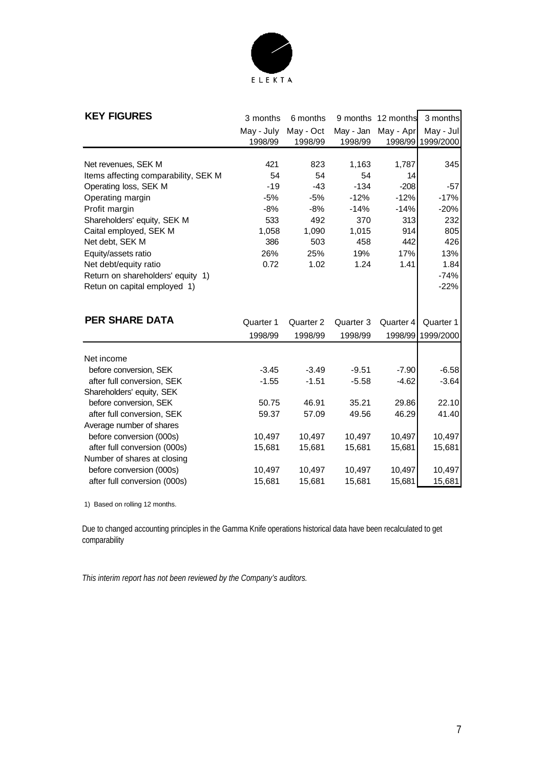ELEKTA

## KEY FIGURES

| KEY FIGURES | 3 months May - July 1998/99 | 6 months May - Oct 1998/99 | 9 months May - Jan 1998/99 | 12 months May - Apr 1998/99 | 3 months May - Jul 1999/2000 |
|---|---|---|---|---|---|
| Net revenues, SEK M | 421 | 823 | 1,163 | 1,787 | 345 |
| Items affecting comparability, SEK M | 54 | 54 | 54 | 14 | |
| Operating loss, SEK M | -19 | -43 | -134 | -208 | -57 |
| Operating margin | -5% | -5% | -12% | -12% | -17% |
| Profit margin | -8% | -8% | -14% | -14% | -20% |
| Shareholders' equity, SEK M | 533 | 492 | 370 | 313 | 232 |
| Caital employed, SEK M | 1,058 | 1,090 | 1,015 | 914 | 805 |
| Net debt, SEK M | 386 | 503 | 458 | 442 | 426 |
| Equity/assets ratio | 26% | 25% | 19% | 17% | 13% |
| Net debt/equity ratio | 0.72 | 1.02 | 1.24 | 1.41 | 1.84 |
| Return on shareholders' equity 1) | | | | | -74% |
| Retun on capital employed 1) | | | | | -22% |

## PER SHARE DATA

| PER SHARE DATA | Quarter 1 1998/99 | Quarter 2 1998/99 | Quarter 3 1998/99 | Quarter 4 1998/99 | Quarter 1 1999/2000 |
|---|---|---|---|---|---|
| Net income | | | | | |
| before conversion, SEK | -3.45 | -3.49 | -9.51 | -7.90 | -6.58 |
| after full conversion, SEK | -1.55 | -1.51 | -5.58 | -4.62 | -3.64 |
| Shareholders' equity, SEK | | | | | |
| before conversion, SEK | 50.75 | 46.91 | 35.21 | 29.86 | 22.10 |
| after full conversion, SEK | 59.37 | 57.09 | 49.56 | 46.29 | 41.40 |
| Average number of shares | | | | | |
| before conversion (000s) | 10,497 | 10,497 | 10,497 | 10,497 | 10,497 |
| after full conversion (000s) | 15,681 | 15,681 | 15,681 | 15,681 | 15,681 |
| Number of shares at closing | | | | | |
| before conversion (000s) | 10,497 | 10,497 | 10,497 | 10,497 | 10,497 |
| after full conversion (000s) | 15,681 | 15,681 | 15,681 | 15,681 | 15,681 |

1) Based on rolling 12 months.

Due to changed accounting principles in the Gamma Knife operations historical data have been recalculated to get comparability

*This interim report has not been reviewed by the Company's auditors.*